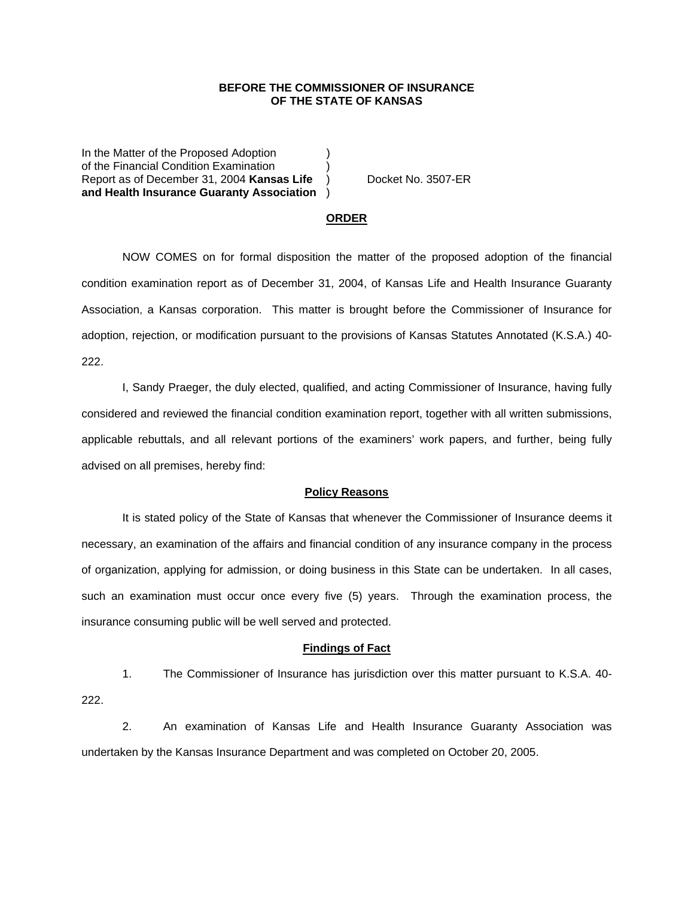**BEFORE THE COMMISSIONER OF INSURANCE**
**OF THE STATE OF KANSAS**

In the Matter of the Proposed Adoption )
of the Financial Condition Examination )
Report as of December 31, 2004 **Kansas Life** ) Docket No. 3507-ER
**and Health Insurance Guaranty Association** )

**ORDER**

NOW COMES on for formal disposition the matter of the proposed adoption of the financial condition examination report as of December 31, 2004, of Kansas Life and Health Insurance Guaranty Association, a Kansas corporation. This matter is brought before the Commissioner of Insurance for adoption, rejection, or modification pursuant to the provisions of Kansas Statutes Annotated (K.S.A.) 40-222.

I, Sandy Praeger, the duly elected, qualified, and acting Commissioner of Insurance, having fully considered and reviewed the financial condition examination report, together with all written submissions, applicable rebuttals, and all relevant portions of the examiners' work papers, and further, being fully advised on all premises, hereby find:

**Policy Reasons**

It is stated policy of the State of Kansas that whenever the Commissioner of Insurance deems it necessary, an examination of the affairs and financial condition of any insurance company in the process of organization, applying for admission, or doing business in this State can be undertaken. In all cases, such an examination must occur once every five (5) years. Through the examination process, the insurance consuming public will be well served and protected.

**Findings of Fact**

1. The Commissioner of Insurance has jurisdiction over this matter pursuant to K.S.A. 40-222.

2. An examination of Kansas Life and Health Insurance Guaranty Association was undertaken by the Kansas Insurance Department and was completed on October 20, 2005.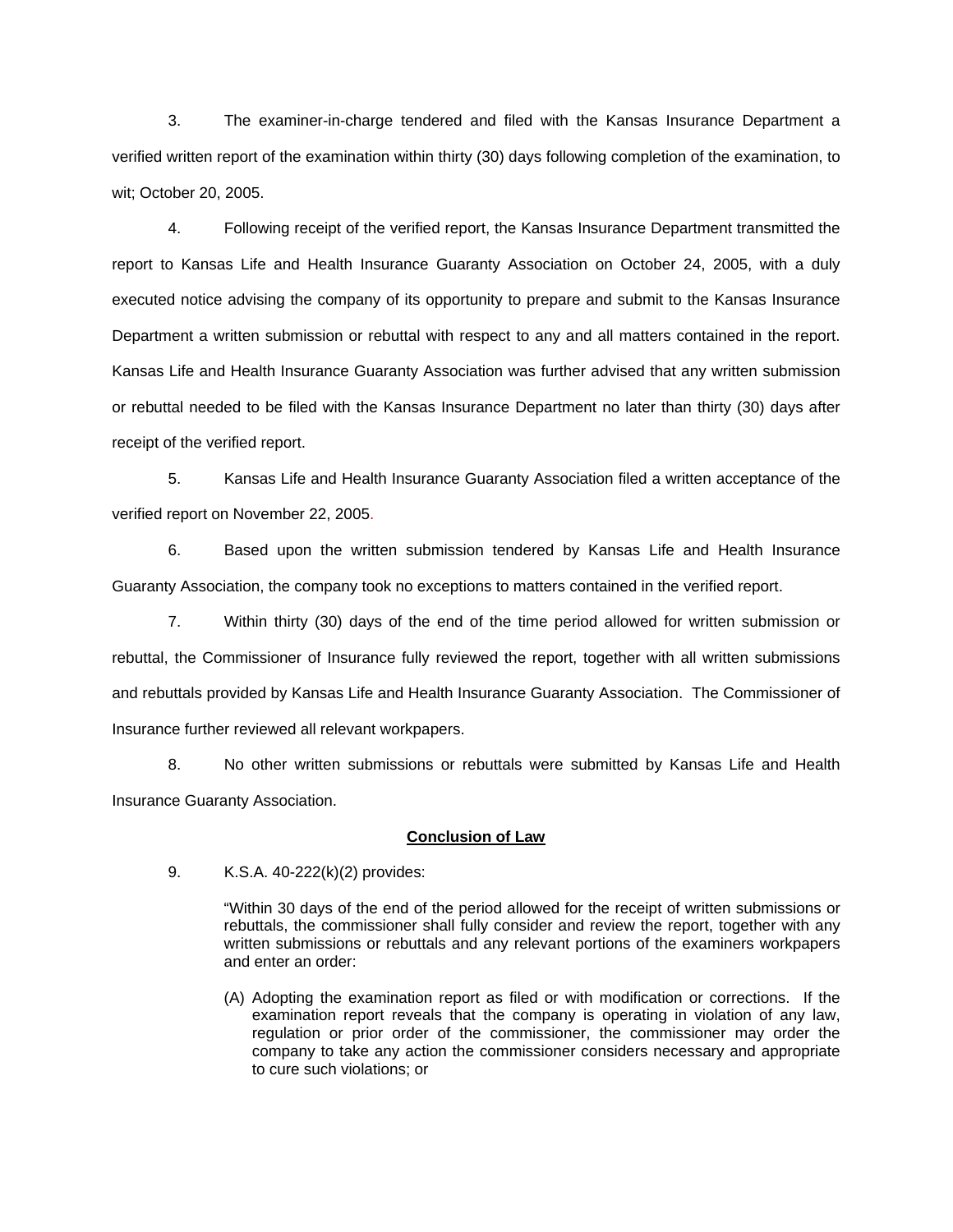3. The examiner-in-charge tendered and filed with the Kansas Insurance Department a verified written report of the examination within thirty (30) days following completion of the examination, to wit; October 20, 2005.

4. Following receipt of the verified report, the Kansas Insurance Department transmitted the report to Kansas Life and Health Insurance Guaranty Association on October 24, 2005, with a duly executed notice advising the company of its opportunity to prepare and submit to the Kansas Insurance Department a written submission or rebuttal with respect to any and all matters contained in the report. Kansas Life and Health Insurance Guaranty Association was further advised that any written submission or rebuttal needed to be filed with the Kansas Insurance Department no later than thirty (30) days after receipt of the verified report.

5. Kansas Life and Health Insurance Guaranty Association filed a written acceptance of the verified report on November 22, 2005.

6. Based upon the written submission tendered by Kansas Life and Health Insurance Guaranty Association, the company took no exceptions to matters contained in the verified report.

7. Within thirty (30) days of the end of the time period allowed for written submission or rebuttal, the Commissioner of Insurance fully reviewed the report, together with all written submissions and rebuttals provided by Kansas Life and Health Insurance Guaranty Association. The Commissioner of Insurance further reviewed all relevant workpapers.

8. No other written submissions or rebuttals were submitted by Kansas Life and Health Insurance Guaranty Association.

**Conclusion of Law**

9. K.S.A. 40-222(k)(2) provides:

> "Within 30 days of the end of the period allowed for the receipt of written submissions or rebuttals, the commissioner shall fully consider and review the report, together with any written submissions or rebuttals and any relevant portions of the examiners workpapers and enter an order:
>
> (A) Adopting the examination report as filed or with modification or corrections. If the examination report reveals that the company is operating in violation of any law, regulation or prior order of the commissioner, the commissioner may order the company to take any action the commissioner considers necessary and appropriate to cure such violations; or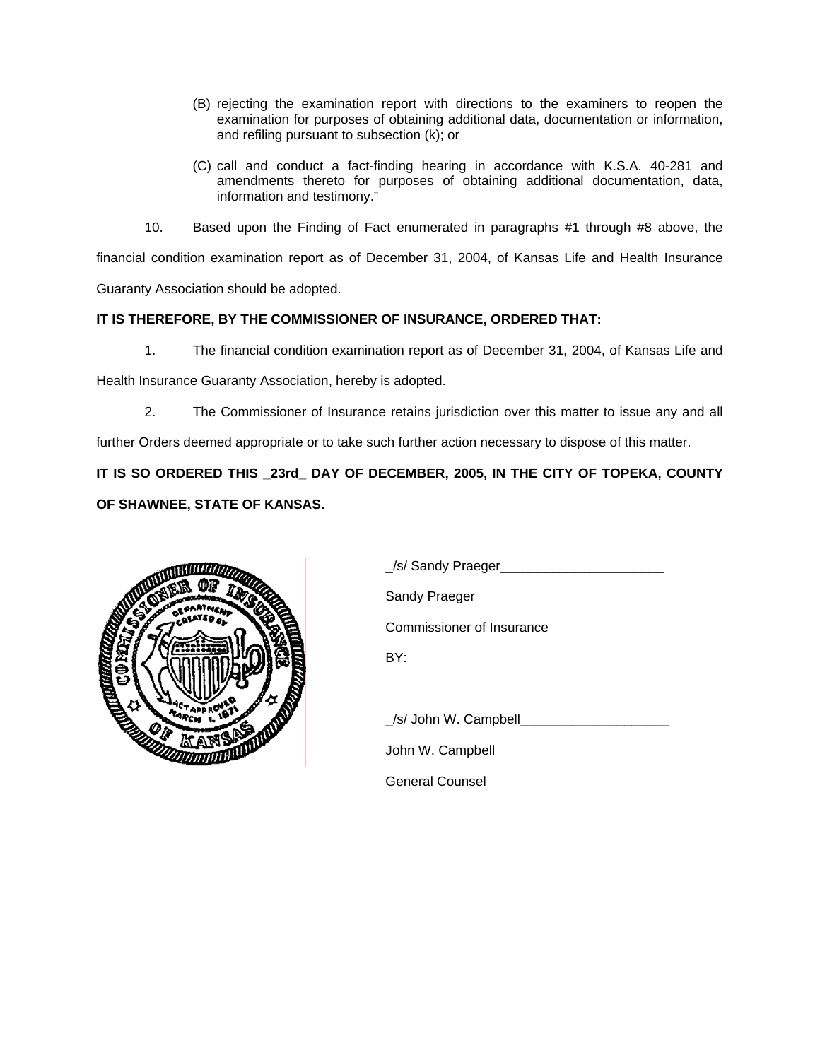(B) rejecting the examination report with directions to the examiners to reopen the examination for purposes of obtaining additional data, documentation or information, and refiling pursuant to subsection (k); or

(C) call and conduct a fact-finding hearing in accordance with K.S.A. 40-281 and amendments thereto for purposes of obtaining additional documentation, data, information and testimony."

10. Based upon the Finding of Fact enumerated in paragraphs #1 through #8 above, the financial condition examination report as of December 31, 2004, of Kansas Life and Health Insurance Guaranty Association should be adopted.

**IT IS THEREFORE, BY THE COMMISSIONER OF INSURANCE, ORDERED THAT:**

1. The financial condition examination report as of December 31, 2004, of Kansas Life and Health Insurance Guaranty Association, hereby is adopted.

2. The Commissioner of Insurance retains jurisdiction over this matter to issue any and all further Orders deemed appropriate or to take such further action necessary to dispose of this matter.

**IT IS SO ORDERED THIS _23rd_ DAY OF DECEMBER, 2005, IN THE CITY OF TOPEKA, COUNTY OF SHAWNEE, STATE OF KANSAS.**

COMMISSIONER OF INSURANCE
DEPARTMENT CREATED BY ACT APPROVED MARCH 1, 1871
OF KANSAS

_/s/ Sandy Praeger_____________________

Sandy Praeger

Commissioner of Insurance

BY:

_/s/ John W. Campbell____________________

John W. Campbell

General Counsel